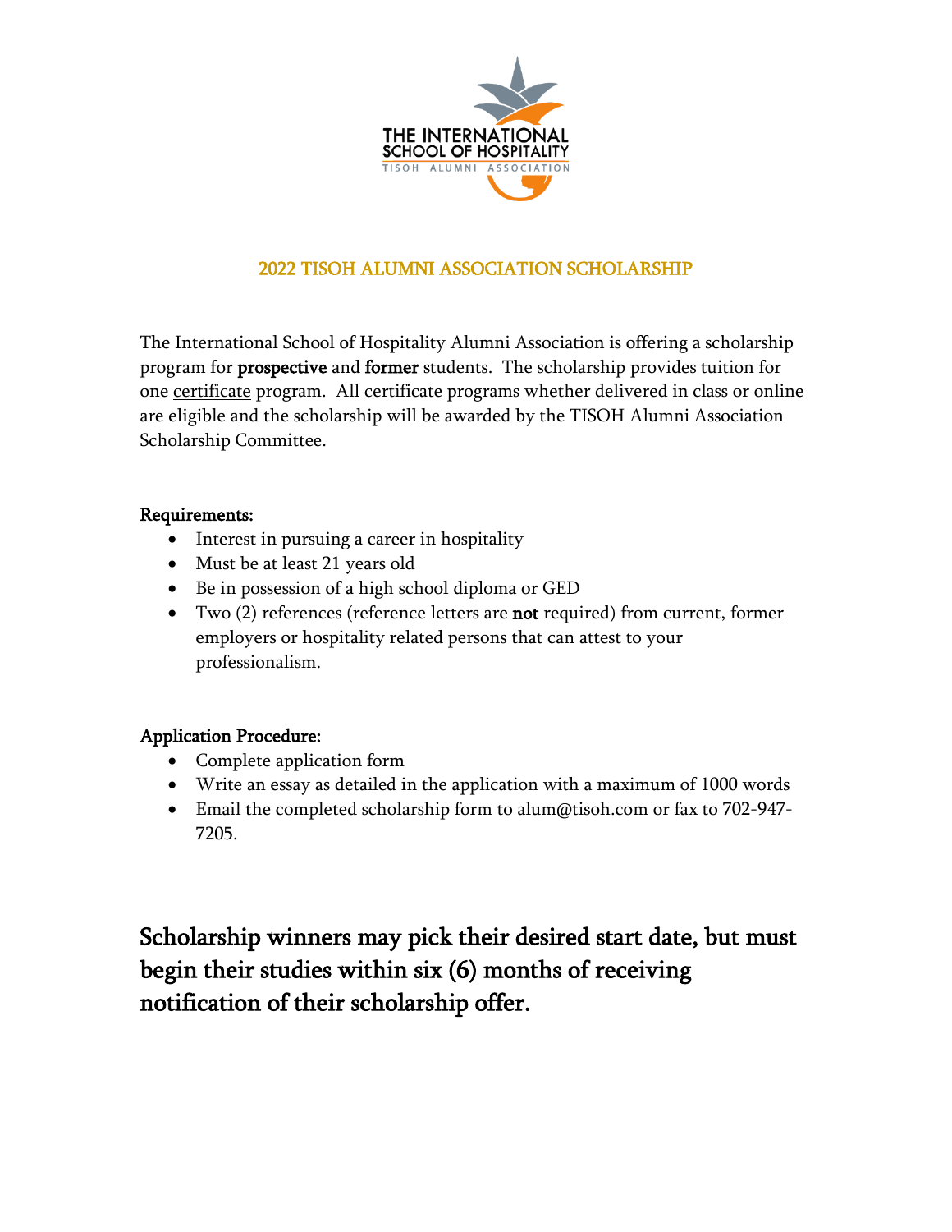THE INTERNATIONAL SCHOOL OF HOSPITALITY
TISOH ALUMNI ASSOCIATION

## 2022 TISOH ALUMNI ASSOCIATION SCHOLARSHIP

The International School of Hospitality Alumni Association is offering a scholarship program for **prospective** and **former** students. The scholarship provides tuition for one certificate program. All certificate programs whether delivered in class or online are eligible and the scholarship will be awarded by the TISOH Alumni Association Scholarship Committee.

**Requirements:**

- Interest in pursuing a career in hospitality
- Must be at least 21 years old
- Be in possession of a high school diploma or GED
- Two (2) references (reference letters are **not** required) from current, former employers or hospitality related persons that can attest to your professionalism.

**Application Procedure:**

- Complete application form
- Write an essay as detailed in the application with a maximum of 1000 words
- Email the completed scholarship form to alum@tisoh.com or fax to 702-947-7205.

**Scholarship winners may pick their desired start date, but must begin their studies within six (6) months of receiving notification of their scholarship offer.**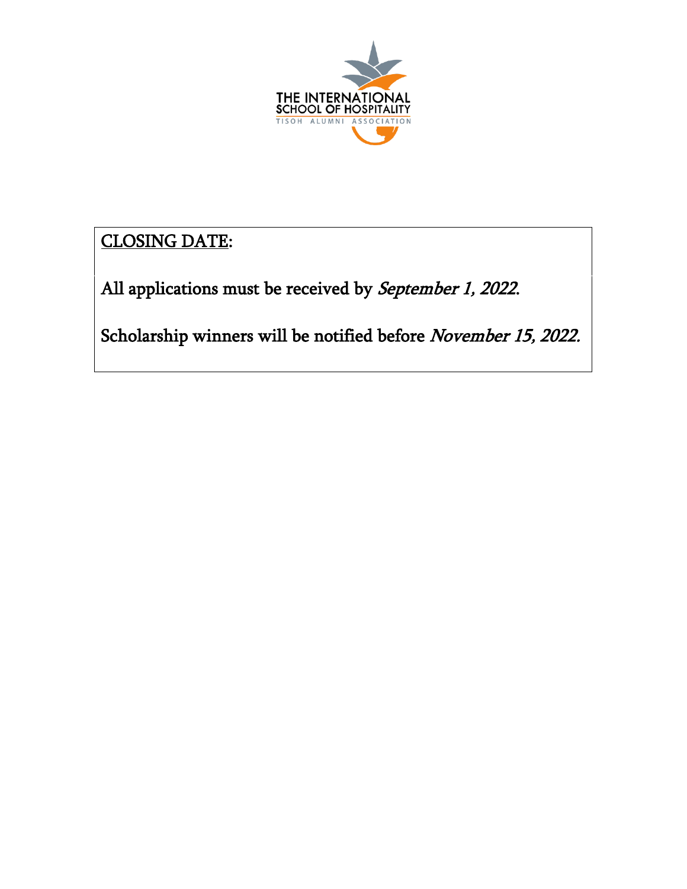THE INTERNATIONAL
SCHOOL OF HOSPITALITY
TISOH ALUMNI ASSOCIATION

<u>CLOSING DATE</u>:

All applications must be received by *September 1, 2022*.

Scholarship winners will be notified before *November 15, 2022.*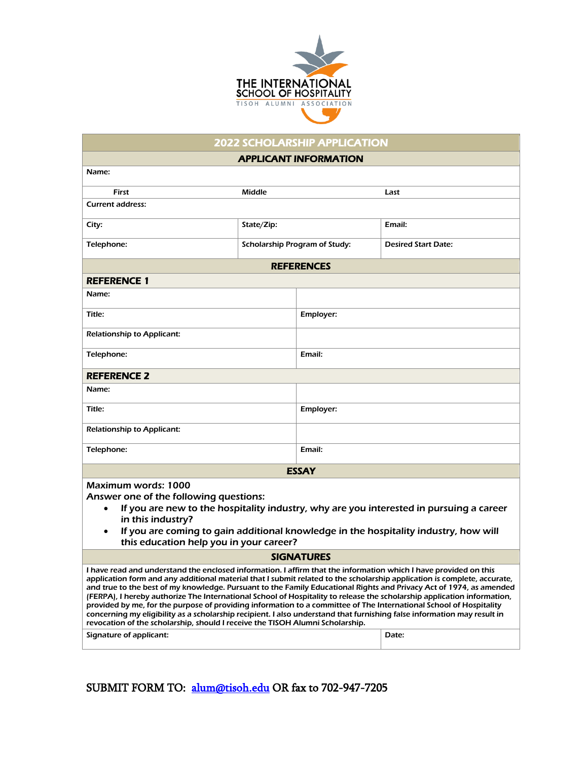THE INTERNATIONAL SCHOOL OF HOSPITALITY
TISOH ALUMNI ASSOCIATION

# 2022 SCHOLARSHIP APPLICATION

## APPLICANT INFORMATION

| | | |
|---|---|---|
| Name: | | |
| First | Middle | Last |
| Current address: | | |
| City: | State/Zip: | Email: |
| Telephone: | Scholarship Program of Study: | Desired Start Date: |

## REFERENCES

### REFERENCE 1

| | |
|---|---|
| Name: | |
| Title: | Employer: |
| Relationship to Applicant: | |
| Telephone: | Email: |

### REFERENCE 2

| | |
|---|---|
| Name: | |
| Title: | Employer: |
| Relationship to Applicant: | |
| Telephone: | Email: |

## ESSAY

Maximum words: 1000
Answer one of the following questions:

- If you are new to the hospitality industry, why are you interested in pursuing a career in this industry?
- If you are coming to gain additional knowledge in the hospitality industry, how will this education help you in your career?

## SIGNATURES

I have read and understand the enclosed information. I affirm that the information which I have provided on this application form and any additional material that I submit related to the scholarship application is complete, accurate, and true to the best of my knowledge. Pursuant to the Family Educational Rights and Privacy Act of 1974, as amended (FERPA), I hereby authorize The International School of Hospitality to release the scholarship application information, provided by me, for the purpose of providing information to a committee of The International School of Hospitality concerning my eligibility as a scholarship recipient. I also understand that furnishing false information may result in revocation of the scholarship, should I receive the TISOH Alumni Scholarship.

| | |
|---|---|
| Signature of applicant: | Date: |

SUBMIT FORM TO: alum@tisoh.edu OR fax to 702-947-7205